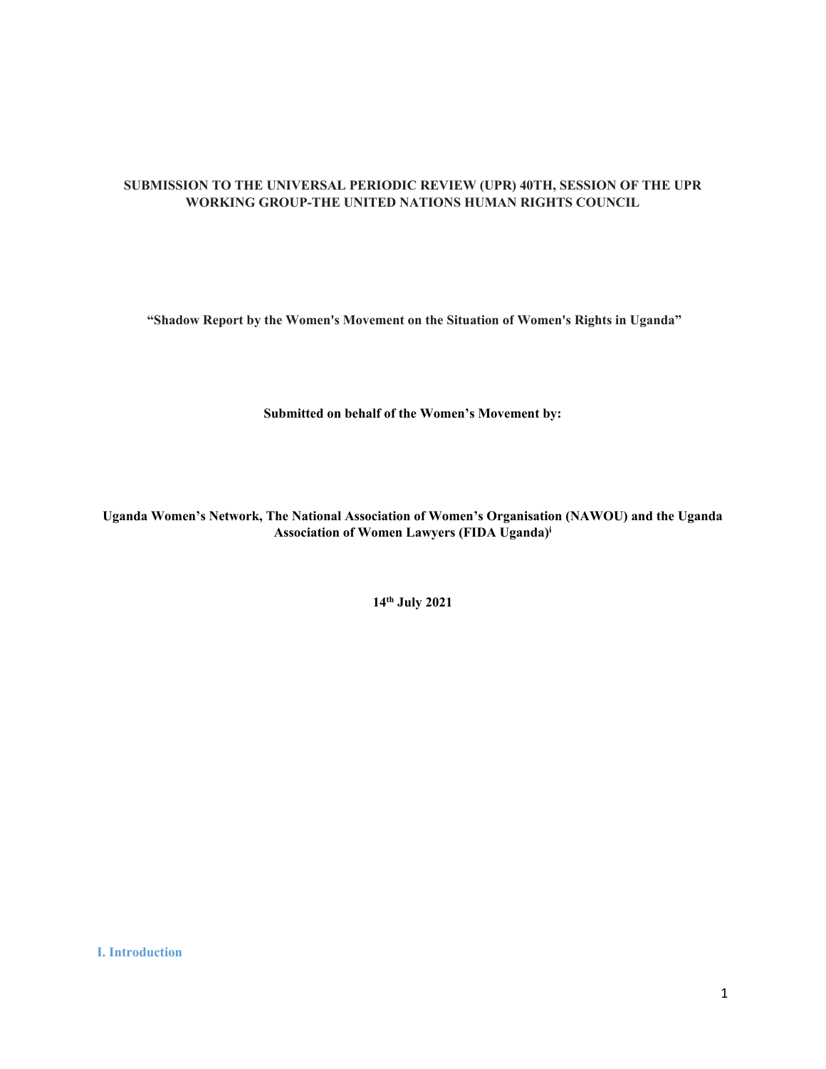**SUBMISSION TO THE UNIVERSAL PERIODIC REVIEW (UPR) 40TH, SESSION OF THE UPR WORKING GROUP-THE UNITED NATIONS HUMAN RIGHTS COUNCIL**

**"Shadow Report by the Women's Movement on the Situation of Women's Rights in Uganda"**

**Submitted on behalf of the Women's Movement by:**

**Uganda Women's Network, The National Association of Women's Organisation (NAWOU) and the Uganda Association of Women Lawyers (FIDA Uganda)[i]**

**14th July 2021**

## I. Introduction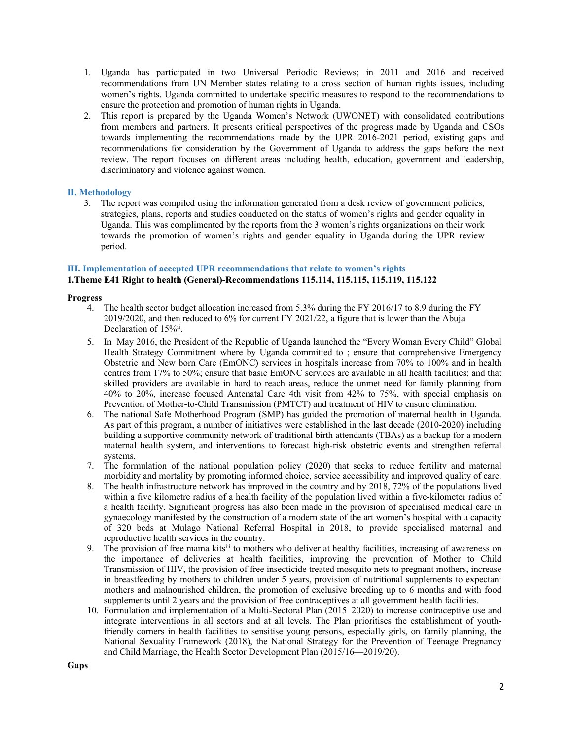1. Uganda has participated in two Universal Periodic Reviews; in 2011 and 2016 and received recommendations from UN Member states relating to a cross section of human rights issues, including women's rights. Uganda committed to undertake specific measures to respond to the recommendations to ensure the protection and promotion of human rights in Uganda.
2. This report is prepared by the Uganda Women's Network (UWONET) with consolidated contributions from members and partners. It presents critical perspectives of the progress made by Uganda and CSOs towards implementing the recommendations made by the UPR 2016-2021 period, existing gaps and recommendations for consideration by the Government of Uganda to address the gaps before the next review. The report focuses on different areas including health, education, government and leadership, discriminatory and violence against women.

## II. Methodology

3. The report was compiled using the information generated from a desk review of government policies, strategies, plans, reports and studies conducted on the status of women's rights and gender equality in Uganda. This was complimented by the reports from the 3 women's rights organizations on their work towards the promotion of women's rights and gender equality in Uganda during the UPR review period.

## III. Implementation of accepted UPR recommendations that relate to women's rights

### 1.Theme E41 Right to health (General)-Recommendations 115.114, 115.115, 115.119, 115.122

**Progress**

4. The health sector budget allocation increased from 5.3% during the FY 2016/17 to 8.9 during the FY 2019/2020, and then reduced to 6% for current FY 2021/22, a figure that is lower than the Abuja Declaration of 15%[ii].
5. In May 2016, the President of the Republic of Uganda launched the "Every Woman Every Child" Global Health Strategy Commitment where by Uganda committed to ; ensure that comprehensive Emergency Obstetric and New born Care (EmONC) services in hospitals increase from 70% to 100% and in health centres from 17% to 50%; ensure that basic EmONC services are available in all health facilities; and that skilled providers are available in hard to reach areas, reduce the unmet need for family planning from 40% to 20%, increase focused Antenatal Care 4th visit from 42% to 75%, with special emphasis on Prevention of Mother-to-Child Transmission (PMTCT) and treatment of HIV to ensure elimination.
6. The national Safe Motherhood Program (SMP) has guided the promotion of maternal health in Uganda. As part of this program, a number of initiatives were established in the last decade (2010-2020) including building a supportive community network of traditional birth attendants (TBAs) as a backup for a modern maternal health system, and interventions to forecast high-risk obstetric events and strengthen referral systems.
7. The formulation of the national population policy (2020) that seeks to reduce fertility and maternal morbidity and mortality by promoting informed choice, service accessibility and improved quality of care.
8. The health infrastructure network has improved in the country and by 2018, 72% of the populations lived within a five kilometre radius of a health facility of the population lived within a five-kilometer radius of a health facility. Significant progress has also been made in the provision of specialised medical care in gynaecology manifested by the construction of a modern state of the art women's hospital with a capacity of 320 beds at Mulago National Referral Hospital in 2018, to provide specialised maternal and reproductive health services in the country.
9. The provision of free mama kits[iii] to mothers who deliver at healthy facilities, increasing of awareness on the importance of deliveries at health facilities, improving the prevention of Mother to Child Transmission of HIV, the provision of free insecticide treated mosquito nets to pregnant mothers, increase in breastfeeding by mothers to children under 5 years, provision of nutritional supplements to expectant mothers and malnourished children, the promotion of exclusive breeding up to 6 months and with food supplements until 2 years and the provision of free contraceptives at all government health facilities.
10. Formulation and implementation of a Multi-Sectoral Plan (2015–2020) to increase contraceptive use and integrate interventions in all sectors and at all levels. The Plan prioritises the establishment of youth-friendly corners in health facilities to sensitise young persons, especially girls, on family planning, the National Sexuality Framework (2018), the National Strategy for the Prevention of Teenage Pregnancy and Child Marriage, the Health Sector Development Plan (2015/16—2019/20).

**Gaps**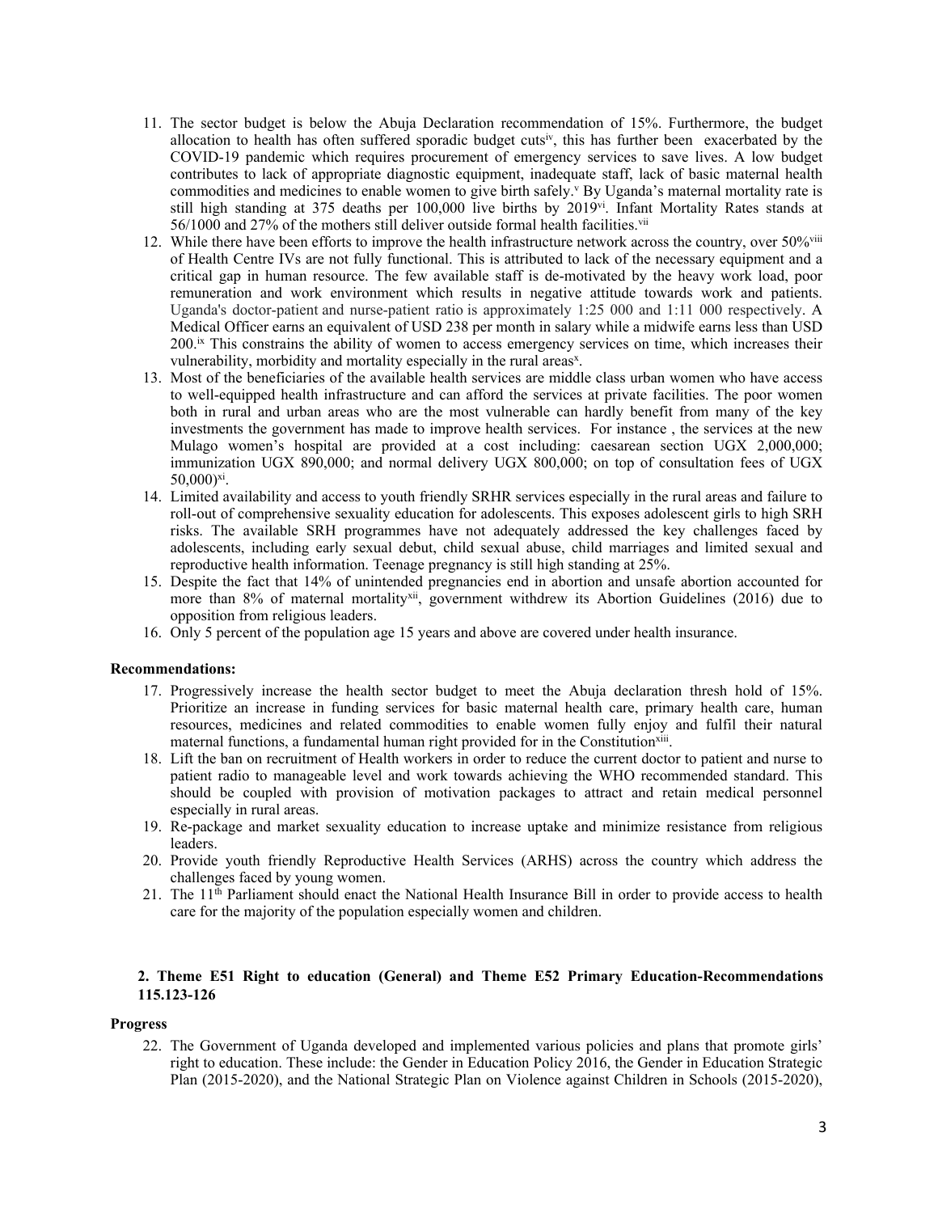11. The sector budget is below the Abuja Declaration recommendation of 15%. Furthermore, the budget allocation to health has often suffered sporadic budget cuts[iv], this has further been exacerbated by the COVID-19 pandemic which requires procurement of emergency services to save lives. A low budget contributes to lack of appropriate diagnostic equipment, inadequate staff, lack of basic maternal health commodities and medicines to enable women to give birth safely.[v] By Uganda's maternal mortality rate is still high standing at 375 deaths per 100,000 live births by 2019[vi]. Infant Mortality Rates stands at 56/1000 and 27% of the mothers still deliver outside formal health facilities.[vii]
12. While there have been efforts to improve the health infrastructure network across the country, over 50%[viii] of Health Centre IVs are not fully functional. This is attributed to lack of the necessary equipment and a critical gap in human resource. The few available staff is de-motivated by the heavy work load, poor remuneration and work environment which results in negative attitude towards work and patients. Uganda's doctor-patient and nurse-patient ratio is approximately 1:25 000 and 1:11 000 respectively. A Medical Officer earns an equivalent of USD 238 per month in salary while a midwife earns less than USD 200.[ix] This constrains the ability of women to access emergency services on time, which increases their vulnerability, morbidity and mortality especially in the rural areas[x].
13. Most of the beneficiaries of the available health services are middle class urban women who have access to well-equipped health infrastructure and can afford the services at private facilities. The poor women both in rural and urban areas who are the most vulnerable can hardly benefit from many of the key investments the government has made to improve health services. For instance , the services at the new Mulago women's hospital are provided at a cost including: caesarean section UGX 2,000,000; immunization UGX 890,000; and normal delivery UGX 800,000; on top of consultation fees of UGX 50,000)[xi].
14. Limited availability and access to youth friendly SRHR services especially in the rural areas and failure to roll-out of comprehensive sexuality education for adolescents. This exposes adolescent girls to high SRH risks. The available SRH programmes have not adequately addressed the key challenges faced by adolescents, including early sexual debut, child sexual abuse, child marriages and limited sexual and reproductive health information. Teenage pregnancy is still high standing at 25%.
15. Despite the fact that 14% of unintended pregnancies end in abortion and unsafe abortion accounted for more than 8% of maternal mortality[xii], government withdrew its Abortion Guidelines (2016) due to opposition from religious leaders.
16. Only 5 percent of the population age 15 years and above are covered under health insurance.

**Recommendations:**

17. Progressively increase the health sector budget to meet the Abuja declaration thresh hold of 15%. Prioritize an increase in funding services for basic maternal health care, primary health care, human resources, medicines and related commodities to enable women fully enjoy and fulfil their natural maternal functions, a fundamental human right provided for in the Constitution[xiii].
18. Lift the ban on recruitment of Health workers in order to reduce the current doctor to patient and nurse to patient radio to manageable level and work towards achieving the WHO recommended standard. This should be coupled with provision of motivation packages to attract and retain medical personnel especially in rural areas.
19. Re-package and market sexuality education to increase uptake and minimize resistance from religious leaders.
20. Provide youth friendly Reproductive Health Services (ARHS) across the country which address the challenges faced by young women.
21. The 11th Parliament should enact the National Health Insurance Bill in order to provide access to health care for the majority of the population especially women and children.

**2. Theme E51 Right to education (General) and Theme E52 Primary Education-Recommendations 115.123-126**

**Progress**

22. The Government of Uganda developed and implemented various policies and plans that promote girls' right to education. These include: the Gender in Education Policy 2016, the Gender in Education Strategic Plan (2015-2020), and the National Strategic Plan on Violence against Children in Schools (2015-2020),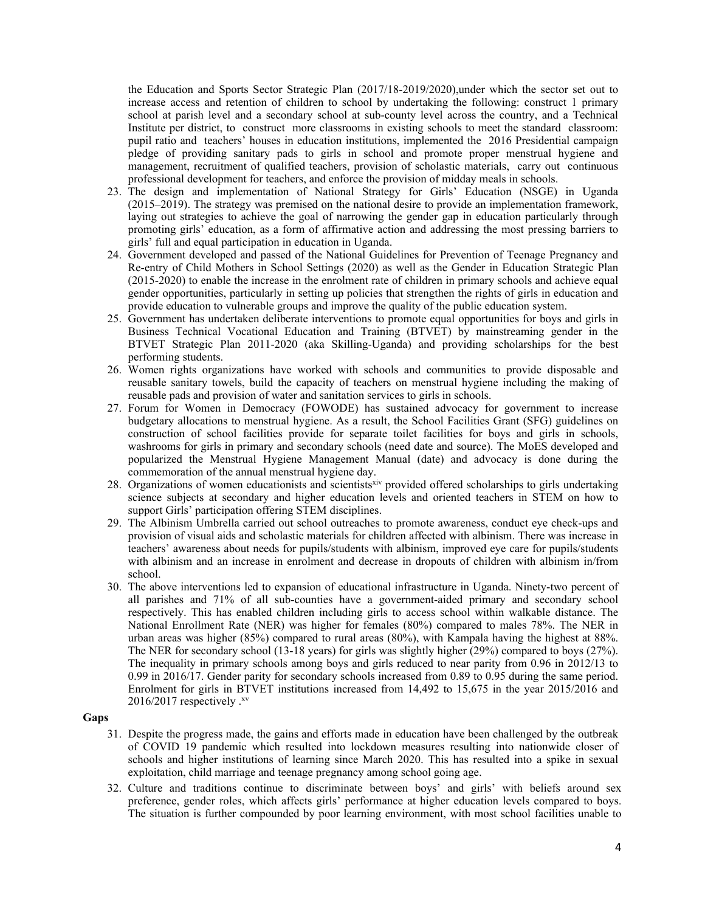the Education and Sports Sector Strategic Plan (2017/18-2019/2020),under which the sector set out to increase access and retention of children to school by undertaking the following: construct 1 primary school at parish level and a secondary school at sub-county level across the country, and a Technical Institute per district, to construct more classrooms in existing schools to meet the standard classroom: pupil ratio and teachers' houses in education institutions, implemented the 2016 Presidential campaign pledge of providing sanitary pads to girls in school and promote proper menstrual hygiene and management, recruitment of qualified teachers, provision of scholastic materials, carry out continuous professional development for teachers, and enforce the provision of midday meals in schools.

23. The design and implementation of National Strategy for Girls' Education (NSGE) in Uganda (2015–2019). The strategy was premised on the national desire to provide an implementation framework, laying out strategies to achieve the goal of narrowing the gender gap in education particularly through promoting girls' education, as a form of affirmative action and addressing the most pressing barriers to girls' full and equal participation in education in Uganda.
24. Government developed and passed of the National Guidelines for Prevention of Teenage Pregnancy and Re-entry of Child Mothers in School Settings (2020) as well as the Gender in Education Strategic Plan (2015-2020) to enable the increase in the enrolment rate of children in primary schools and achieve equal gender opportunities, particularly in setting up policies that strengthen the rights of girls in education and provide education to vulnerable groups and improve the quality of the public education system.
25. Government has undertaken deliberate interventions to promote equal opportunities for boys and girls in Business Technical Vocational Education and Training (BTVET) by mainstreaming gender in the BTVET Strategic Plan 2011-2020 (aka Skilling-Uganda) and providing scholarships for the best performing students.
26. Women rights organizations have worked with schools and communities to provide disposable and reusable sanitary towels, build the capacity of teachers on menstrual hygiene including the making of reusable pads and provision of water and sanitation services to girls in schools.
27. Forum for Women in Democracy (FOWODE) has sustained advocacy for government to increase budgetary allocations to menstrual hygiene. As a result, the School Facilities Grant (SFG) guidelines on construction of school facilities provide for separate toilet facilities for boys and girls in schools, washrooms for girls in primary and secondary schools (need date and source). The MoES developed and popularized the Menstrual Hygiene Management Manual (date) and advocacy is done during the commemoration of the annual menstrual hygiene day.
28. Organizations of women educationists and scientists[xiv] provided offered scholarships to girls undertaking science subjects at secondary and higher education levels and oriented teachers in STEM on how to support Girls' participation offering STEM disciplines.
29. The Albinism Umbrella carried out school outreaches to promote awareness, conduct eye check-ups and provision of visual aids and scholastic materials for children affected with albinism. There was increase in teachers' awareness about needs for pupils/students with albinism, improved eye care for pupils/students with albinism and an increase in enrolment and decrease in dropouts of children with albinism in/from school.
30. The above interventions led to expansion of educational infrastructure in Uganda. Ninety-two percent of all parishes and 71% of all sub-counties have a government-aided primary and secondary school respectively. This has enabled children including girls to access school within walkable distance. The National Enrollment Rate (NER) was higher for females (80%) compared to males 78%. The NER in urban areas was higher (85%) compared to rural areas (80%), with Kampala having the highest at 88%. The NER for secondary school (13-18 years) for girls was slightly higher (29%) compared to boys (27%). The inequality in primary schools among boys and girls reduced to near parity from 0.96 in 2012/13 to 0.99 in 2016/17. Gender parity for secondary schools increased from 0.89 to 0.95 during the same period. Enrolment for girls in BTVET institutions increased from 14,492 to 15,675 in the year 2015/2016 and 2016/2017 respectively .[xv]

**Gaps**

31. Despite the progress made, the gains and efforts made in education have been challenged by the outbreak of COVID 19 pandemic which resulted into lockdown measures resulting into nationwide closer of schools and higher institutions of learning since March 2020. This has resulted into a spike in sexual exploitation, child marriage and teenage pregnancy among school going age.
32. Culture and traditions continue to discriminate between boys' and girls' with beliefs around sex preference, gender roles, which affects girls' performance at higher education levels compared to boys. The situation is further compounded by poor learning environment, with most school facilities unable to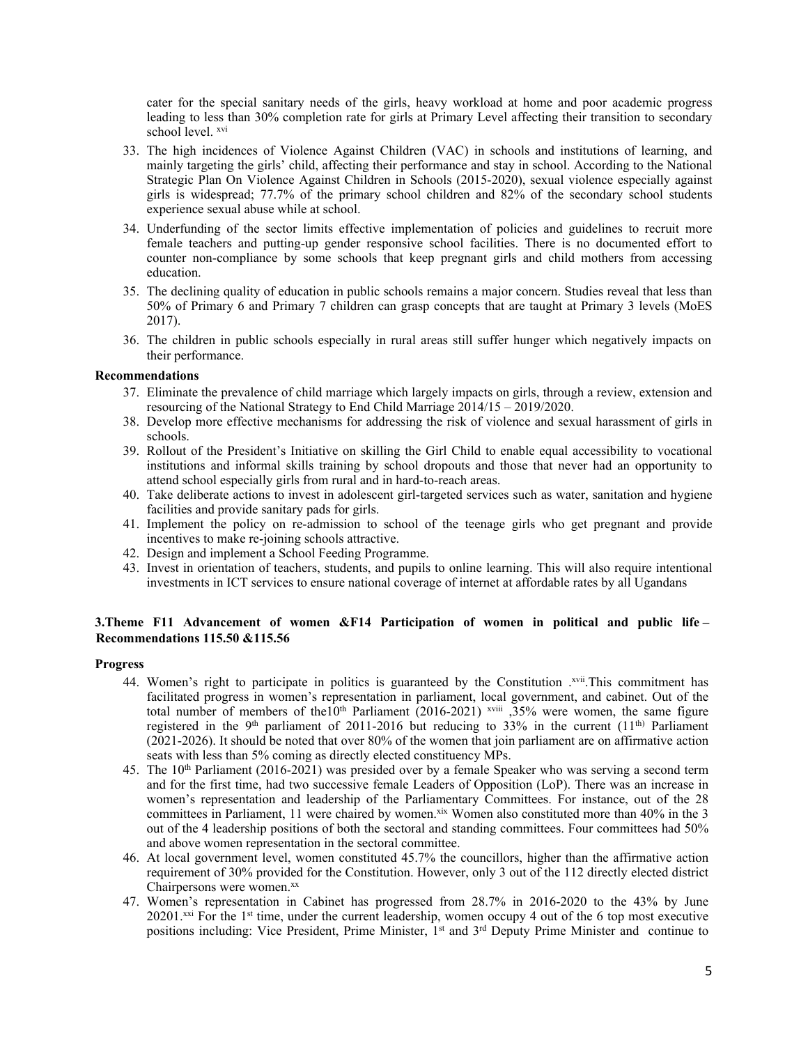cater for the special sanitary needs of the girls, heavy workload at home and poor academic progress leading to less than 30% completion rate for girls at Primary Level affecting their transition to secondary school level. [xvi]

33. The high incidences of Violence Against Children (VAC) in schools and institutions of learning, and mainly targeting the girls' child, affecting their performance and stay in school. According to the National Strategic Plan On Violence Against Children in Schools (2015-2020), sexual violence especially against girls is widespread; 77.7% of the primary school children and 82% of the secondary school students experience sexual abuse while at school.
34. Underfunding of the sector limits effective implementation of policies and guidelines to recruit more female teachers and putting-up gender responsive school facilities. There is no documented effort to counter non-compliance by some schools that keep pregnant girls and child mothers from accessing education.
35. The declining quality of education in public schools remains a major concern. Studies reveal that less than 50% of Primary 6 and Primary 7 children can grasp concepts that are taught at Primary 3 levels (MoES 2017).
36. The children in public schools especially in rural areas still suffer hunger which negatively impacts on their performance.

**Recommendations**

37. Eliminate the prevalence of child marriage which largely impacts on girls, through a review, extension and resourcing of the National Strategy to End Child Marriage 2014/15 – 2019/2020.
38. Develop more effective mechanisms for addressing the risk of violence and sexual harassment of girls in schools.
39. Rollout of the President's Initiative on skilling the Girl Child to enable equal accessibility to vocational institutions and informal skills training by school dropouts and those that never had an opportunity to attend school especially girls from rural and in hard-to-reach areas.
40. Take deliberate actions to invest in adolescent girl-targeted services such as water, sanitation and hygiene facilities and provide sanitary pads for girls.
41. Implement the policy on re-admission to school of the teenage girls who get pregnant and provide incentives to make re-joining schools attractive.
42. Design and implement a School Feeding Programme.
43. Invest in orientation of teachers, students, and pupils to online learning. This will also require intentional investments in ICT services to ensure national coverage of internet at affordable rates by all Ugandans

**3.Theme F11 Advancement of women &F14 Participation of women in political and public life – Recommendations 115.50 &115.56**

**Progress**

44. Women's right to participate in politics is guaranteed by the Constitution .[xvii].This commitment has facilitated progress in women's representation in parliament, local government, and cabinet. Out of the total number of members of the10th Parliament (2016-2021) [xviii] ,35% were women, the same figure registered in the 9th parliament of 2011-2016 but reducing to 33% in the current (11th) Parliament (2021-2026). It should be noted that over 80% of the women that join parliament are on affirmative action seats with less than 5% coming as directly elected constituency MPs.
45. The 10th Parliament (2016-2021) was presided over by a female Speaker who was serving a second term and for the first time, had two successive female Leaders of Opposition (LoP). There was an increase in women's representation and leadership of the Parliamentary Committees. For instance, out of the 28 committees in Parliament, 11 were chaired by women.[xix] Women also constituted more than 40% in the 3 out of the 4 leadership positions of both the sectoral and standing committees. Four committees had 50% and above women representation in the sectoral committee.
46. At local government level, women constituted 45.7% the councillors, higher than the affirmative action requirement of 30% provided for the Constitution. However, only 3 out of the 112 directly elected district Chairpersons were women.[xx]
47. Women's representation in Cabinet has progressed from 28.7% in 2016-2020 to the 43% by June 20201.[xxi] For the 1st time, under the current leadership, women occupy 4 out of the 6 top most executive positions including: Vice President, Prime Minister, 1st and 3rd Deputy Prime Minister and continue to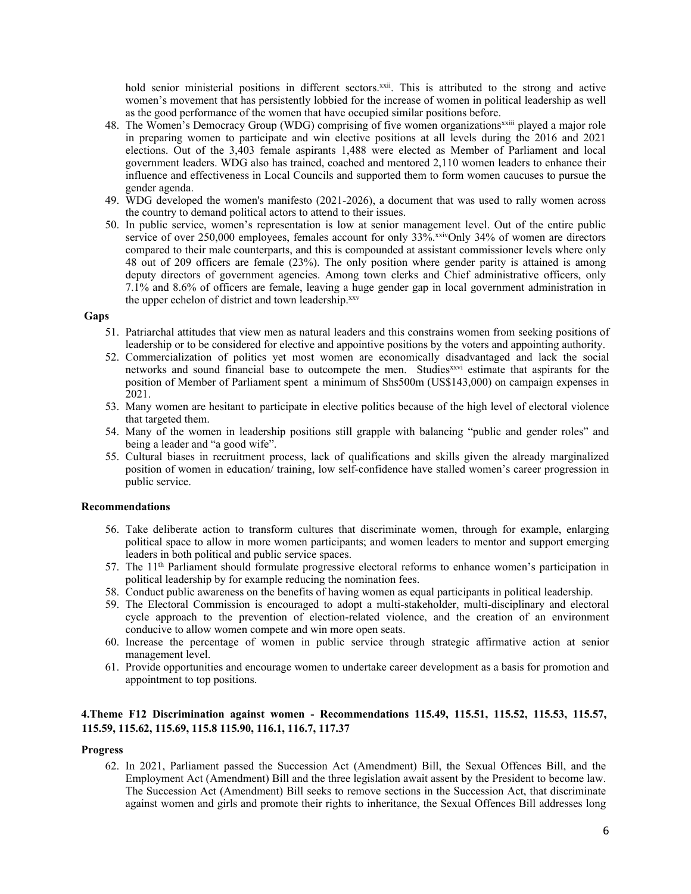hold senior ministerial positions in different sectors.[xxii]. This is attributed to the strong and active women's movement that has persistently lobbied for the increase of women in political leadership as well as the good performance of the women that have occupied similar positions before.

48. The Women's Democracy Group (WDG) comprising of five women organizations[xxiii] played a major role in preparing women to participate and win elective positions at all levels during the 2016 and 2021 elections. Out of the 3,403 female aspirants 1,488 were elected as Member of Parliament and local government leaders. WDG also has trained, coached and mentored 2,110 women leaders to enhance their influence and effectiveness in Local Councils and supported them to form women caucuses to pursue the gender agenda.
49. WDG developed the women's manifesto (2021-2026), a document that was used to rally women across the country to demand political actors to attend to their issues.
50. In public service, women's representation is low at senior management level. Out of the entire public service of over 250,000 employees, females account for only 33%.[xxiv]Only 34% of women are directors compared to their male counterparts, and this is compounded at assistant commissioner levels where only 48 out of 209 officers are female (23%). The only position where gender parity is attained is among deputy directors of government agencies. Among town clerks and Chief administrative officers, only 7.1% and 8.6% of officers are female, leaving a huge gender gap in local government administration in the upper echelon of district and town leadership.[xxv]

**Gaps**

51. Patriarchal attitudes that view men as natural leaders and this constrains women from seeking positions of leadership or to be considered for elective and appointive positions by the voters and appointing authority.
52. Commercialization of politics yet most women are economically disadvantaged and lack the social networks and sound financial base to outcompete the men. Studies[xxvi] estimate that aspirants for the position of Member of Parliament spent a minimum of Shs500m (US$143,000) on campaign expenses in 2021.
53. Many women are hesitant to participate in elective politics because of the high level of electoral violence that targeted them.
54. Many of the women in leadership positions still grapple with balancing "public and gender roles" and being a leader and "a good wife".
55. Cultural biases in recruitment process, lack of qualifications and skills given the already marginalized position of women in education/ training, low self-confidence have stalled women's career progression in public service.

**Recommendations**

56. Take deliberate action to transform cultures that discriminate women, through for example, enlarging political space to allow in more women participants; and women leaders to mentor and support emerging leaders in both political and public service spaces.
57. The 11th Parliament should formulate progressive electoral reforms to enhance women's participation in political leadership by for example reducing the nomination fees.
58. Conduct public awareness on the benefits of having women as equal participants in political leadership.
59. The Electoral Commission is encouraged to adopt a multi-stakeholder, multi-disciplinary and electoral cycle approach to the prevention of election-related violence, and the creation of an environment conducive to allow women compete and win more open seats.
60. Increase the percentage of women in public service through strategic affirmative action at senior management level.
61. Provide opportunities and encourage women to undertake career development as a basis for promotion and appointment to top positions.

**4.Theme F12 Discrimination against women - Recommendations 115.49, 115.51, 115.52, 115.53, 115.57, 115.59, 115.62, 115.69, 115.8 115.90, 116.1, 116.7, 117.37**

**Progress**

62. In 2021, Parliament passed the Succession Act (Amendment) Bill, the Sexual Offences Bill, and the Employment Act (Amendment) Bill and the three legislation await assent by the President to become law. The Succession Act (Amendment) Bill seeks to remove sections in the Succession Act, that discriminate against women and girls and promote their rights to inheritance, the Sexual Offences Bill addresses long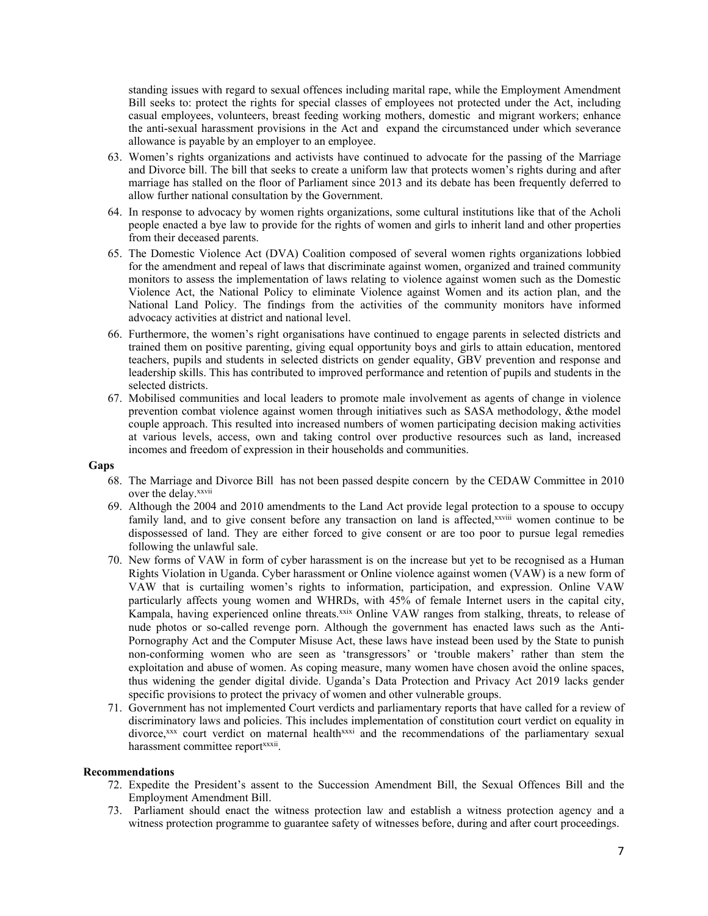standing issues with regard to sexual offences including marital rape, while the Employment Amendment Bill seeks to: protect the rights for special classes of employees not protected under the Act, including casual employees, volunteers, breast feeding working mothers, domestic and migrant workers; enhance the anti-sexual harassment provisions in the Act and expand the circumstanced under which severance allowance is payable by an employer to an employee.

63. Women's rights organizations and activists have continued to advocate for the passing of the Marriage and Divorce bill. The bill that seeks to create a uniform law that protects women's rights during and after marriage has stalled on the floor of Parliament since 2013 and its debate has been frequently deferred to allow further national consultation by the Government.
64. In response to advocacy by women rights organizations, some cultural institutions like that of the Acholi people enacted a bye law to provide for the rights of women and girls to inherit land and other properties from their deceased parents.
65. The Domestic Violence Act (DVA) Coalition composed of several women rights organizations lobbied for the amendment and repeal of laws that discriminate against women, organized and trained community monitors to assess the implementation of laws relating to violence against women such as the Domestic Violence Act, the National Policy to eliminate Violence against Women and its action plan, and the National Land Policy. The findings from the activities of the community monitors have informed advocacy activities at district and national level.
66. Furthermore, the women's right organisations have continued to engage parents in selected districts and trained them on positive parenting, giving equal opportunity boys and girls to attain education, mentored teachers, pupils and students in selected districts on gender equality, GBV prevention and response and leadership skills. This has contributed to improved performance and retention of pupils and students in the selected districts.
67. Mobilised communities and local leaders to promote male involvement as agents of change in violence prevention combat violence against women through initiatives such as SASA methodology, &the model couple approach. This resulted into increased numbers of women participating decision making activities at various levels, access, own and taking control over productive resources such as land, increased incomes and freedom of expression in their households and communities.

**Gaps**

68. The Marriage and Divorce Bill has not been passed despite concern by the CEDAW Committee in 2010 over the delay.[xxvii]
69. Although the 2004 and 2010 amendments to the Land Act provide legal protection to a spouse to occupy family land, and to give consent before any transaction on land is affected,[xxviii] women continue to be dispossessed of land. They are either forced to give consent or are too poor to pursue legal remedies following the unlawful sale.
70. New forms of VAW in form of cyber harassment is on the increase but yet to be recognised as a Human Rights Violation in Uganda. Cyber harassment or Online violence against women (VAW) is a new form of VAW that is curtailing women's rights to information, participation, and expression. Online VAW particularly affects young women and WHRDs, with 45% of female Internet users in the capital city, Kampala, having experienced online threats.[xxix] Online VAW ranges from stalking, threats, to release of nude photos or so-called revenge porn. Although the government has enacted laws such as the Anti-Pornography Act and the Computer Misuse Act, these laws have instead been used by the State to punish non-conforming women who are seen as 'transgressors' or 'trouble makers' rather than stem the exploitation and abuse of women. As coping measure, many women have chosen avoid the online spaces, thus widening the gender digital divide. Uganda's Data Protection and Privacy Act 2019 lacks gender specific provisions to protect the privacy of women and other vulnerable groups.
71. Government has not implemented Court verdicts and parliamentary reports that have called for a review of discriminatory laws and policies. This includes implementation of constitution court verdict on equality in divorce,[xxx] court verdict on maternal health[xxxi] and the recommendations of the parliamentary sexual harassment committee report[xxxii].

**Recommendations**

72. Expedite the President's assent to the Succession Amendment Bill, the Sexual Offences Bill and the Employment Amendment Bill.
73. Parliament should enact the witness protection law and establish a witness protection agency and a witness protection programme to guarantee safety of witnesses before, during and after court proceedings.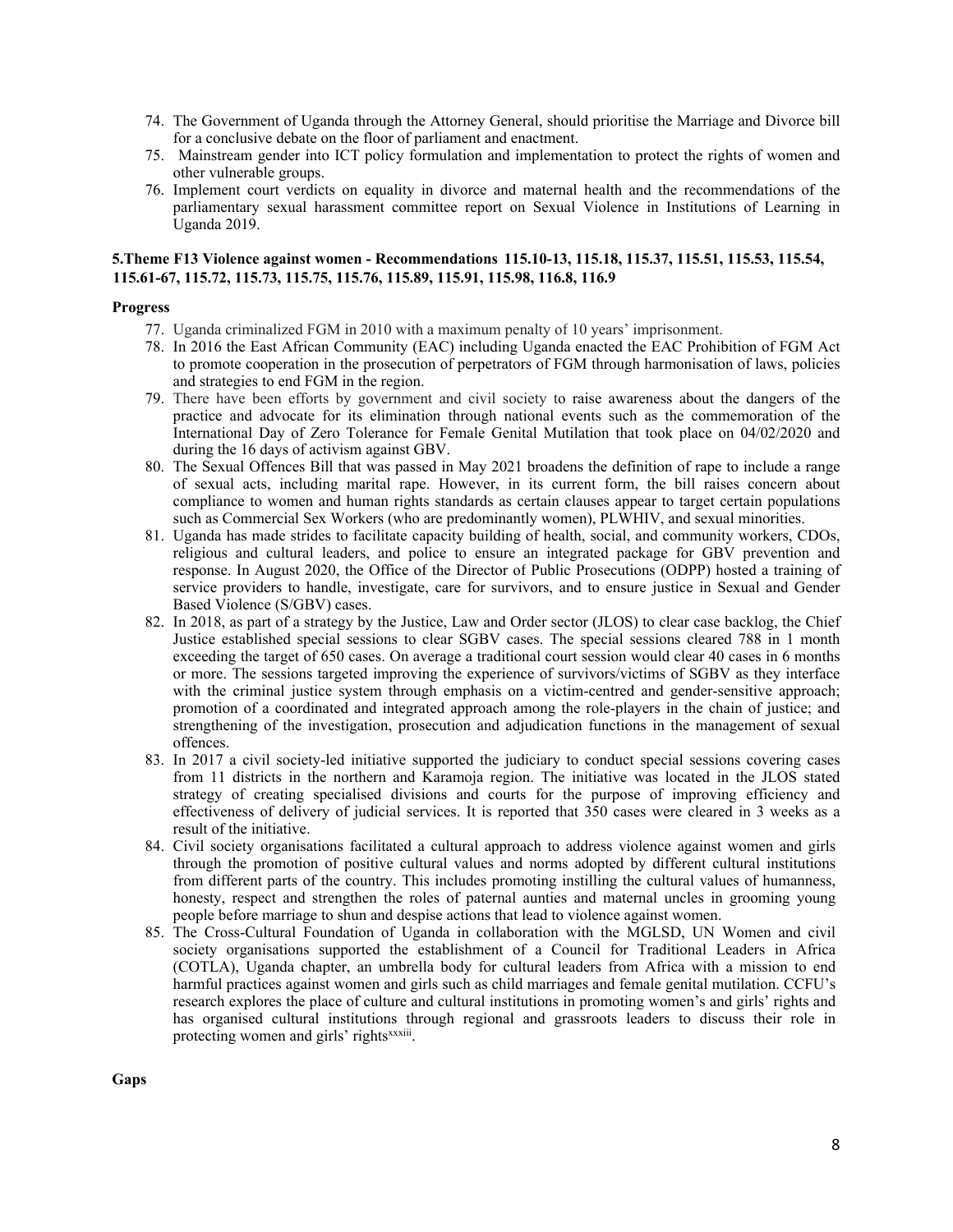74. The Government of Uganda through the Attorney General, should prioritise the Marriage and Divorce bill for a conclusive debate on the floor of parliament and enactment.
75. Mainstream gender into ICT policy formulation and implementation to protect the rights of women and other vulnerable groups.
76. Implement court verdicts on equality in divorce and maternal health and the recommendations of the parliamentary sexual harassment committee report on Sexual Violence in Institutions of Learning in Uganda 2019.

**5.Theme F13 Violence against women - Recommendations 115.10-13, 115.18, 115.37, 115.51, 115.53, 115.54, 115.61-67, 115.72, 115.73, 115.75, 115.76, 115.89, 115.91, 115.98, 116.8, 116.9**

**Progress**

77. Uganda criminalized FGM in 2010 with a maximum penalty of 10 years' imprisonment.
78. In 2016 the East African Community (EAC) including Uganda enacted the EAC Prohibition of FGM Act to promote cooperation in the prosecution of perpetrators of FGM through harmonisation of laws, policies and strategies to end FGM in the region.
79. There have been efforts by government and civil society to raise awareness about the dangers of the practice and advocate for its elimination through national events such as the commemoration of the International Day of Zero Tolerance for Female Genital Mutilation that took place on 04/02/2020 and during the 16 days of activism against GBV.
80. The Sexual Offences Bill that was passed in May 2021 broadens the definition of rape to include a range of sexual acts, including marital rape. However, in its current form, the bill raises concern about compliance to women and human rights standards as certain clauses appear to target certain populations such as Commercial Sex Workers (who are predominantly women), PLWHIV, and sexual minorities.
81. Uganda has made strides to facilitate capacity building of health, social, and community workers, CDOs, religious and cultural leaders, and police to ensure an integrated package for GBV prevention and response. In August 2020, the Office of the Director of Public Prosecutions (ODPP) hosted a training of service providers to handle, investigate, care for survivors, and to ensure justice in Sexual and Gender Based Violence (S/GBV) cases.
82. In 2018, as part of a strategy by the Justice, Law and Order sector (JLOS) to clear case backlog, the Chief Justice established special sessions to clear SGBV cases. The special sessions cleared 788 in 1 month exceeding the target of 650 cases. On average a traditional court session would clear 40 cases in 6 months or more. The sessions targeted improving the experience of survivors/victims of SGBV as they interface with the criminal justice system through emphasis on a victim-centred and gender-sensitive approach; promotion of a coordinated and integrated approach among the role-players in the chain of justice; and strengthening of the investigation, prosecution and adjudication functions in the management of sexual offences.
83. In 2017 a civil society-led initiative supported the judiciary to conduct special sessions covering cases from 11 districts in the northern and Karamoja region. The initiative was located in the JLOS stated strategy of creating specialised divisions and courts for the purpose of improving efficiency and effectiveness of delivery of judicial services. It is reported that 350 cases were cleared in 3 weeks as a result of the initiative.
84. Civil society organisations facilitated a cultural approach to address violence against women and girls through the promotion of positive cultural values and norms adopted by different cultural institutions from different parts of the country. This includes promoting instilling the cultural values of humanness, honesty, respect and strengthen the roles of paternal aunties and maternal uncles in grooming young people before marriage to shun and despise actions that lead to violence against women.
85. The Cross-Cultural Foundation of Uganda in collaboration with the MGLSD, UN Women and civil society organisations supported the establishment of a Council for Traditional Leaders in Africa (COTLA), Uganda chapter, an umbrella body for cultural leaders from Africa with a mission to end harmful practices against women and girls such as child marriages and female genital mutilation. CCFU's research explores the place of culture and cultural institutions in promoting women's and girls' rights and has organised cultural institutions through regional and grassroots leaders to discuss their role in protecting women and girls' rights[xxxiii].

**Gaps**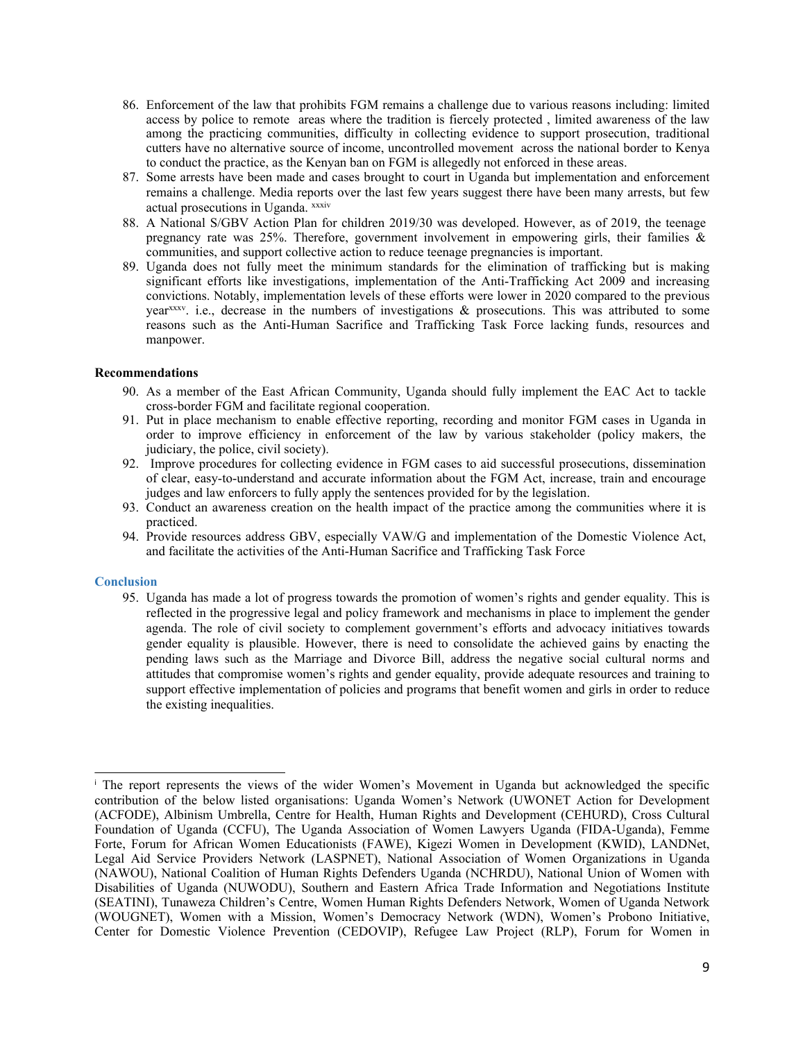86. Enforcement of the law that prohibits FGM remains a challenge due to various reasons including: limited access by police to remote areas where the tradition is fiercely protected , limited awareness of the law among the practicing communities, difficulty in collecting evidence to support prosecution, traditional cutters have no alternative source of income, uncontrolled movement across the national border to Kenya to conduct the practice, as the Kenyan ban on FGM is allegedly not enforced in these areas.
87. Some arrests have been made and cases brought to court in Uganda but implementation and enforcement remains a challenge. Media reports over the last few years suggest there have been many arrests, but few actual prosecutions in Uganda. [xxxiv]
88. A National S/GBV Action Plan for children 2019/30 was developed. However, as of 2019, the teenage pregnancy rate was 25%. Therefore, government involvement in empowering girls, their families & communities, and support collective action to reduce teenage pregnancies is important.
89. Uganda does not fully meet the minimum standards for the elimination of trafficking but is making significant efforts like investigations, implementation of the Anti-Trafficking Act 2009 and increasing convictions. Notably, implementation levels of these efforts were lower in 2020 compared to the previous year[xxxv]. i.e., decrease in the numbers of investigations & prosecutions. This was attributed to some reasons such as the Anti-Human Sacrifice and Trafficking Task Force lacking funds, resources and manpower.

**Recommendations**

90. As a member of the East African Community, Uganda should fully implement the EAC Act to tackle cross-border FGM and facilitate regional cooperation.
91. Put in place mechanism to enable effective reporting, recording and monitor FGM cases in Uganda in order to improve efficiency in enforcement of the law by various stakeholder (policy makers, the judiciary, the police, civil society).
92. Improve procedures for collecting evidence in FGM cases to aid successful prosecutions, dissemination of clear, easy-to-understand and accurate information about the FGM Act, increase, train and encourage judges and law enforcers to fully apply the sentences provided for by the legislation.
93. Conduct an awareness creation on the health impact of the practice among the communities where it is practiced.
94. Provide resources address GBV, especially VAW/G and implementation of the Domestic Violence Act, and facilitate the activities of the Anti-Human Sacrifice and Trafficking Task Force

## Conclusion

95. Uganda has made a lot of progress towards the promotion of women's rights and gender equality. This is reflected in the progressive legal and policy framework and mechanisms in place to implement the gender agenda. The role of civil society to complement government's efforts and advocacy initiatives towards gender equality is plausible. However, there is need to consolidate the achieved gains by enacting the pending laws such as the Marriage and Divorce Bill, address the negative social cultural norms and attitudes that compromise women's rights and gender equality, provide adequate resources and training to support effective implementation of policies and programs that benefit women and girls in order to reduce the existing inequalities.

---

[i] The report represents the views of the wider Women's Movement in Uganda but acknowledged the specific contribution of the below listed organisations: Uganda Women's Network (UWONET Action for Development (ACFODE), Albinism Umbrella, Centre for Health, Human Rights and Development (CEHURD), Cross Cultural Foundation of Uganda (CCFU), The Uganda Association of Women Lawyers Uganda (FIDA-Uganda), Femme Forte, Forum for African Women Educationists (FAWE), Kigezi Women in Development (KWID), LANDNet, Legal Aid Service Providers Network (LASPNET), National Association of Women Organizations in Uganda (NAWOU), National Coalition of Human Rights Defenders Uganda (NCHRDU), National Union of Women with Disabilities of Uganda (NUWODU), Southern and Eastern Africa Trade Information and Negotiations Institute (SEATINI), Tunaweza Children's Centre, Women Human Rights Defenders Network, Women of Uganda Network (WOUGNET), Women with a Mission, Women's Democracy Network (WDN), Women's Probono Initiative, Center for Domestic Violence Prevention (CEDOVIP), Refugee Law Project (RLP), Forum for Women in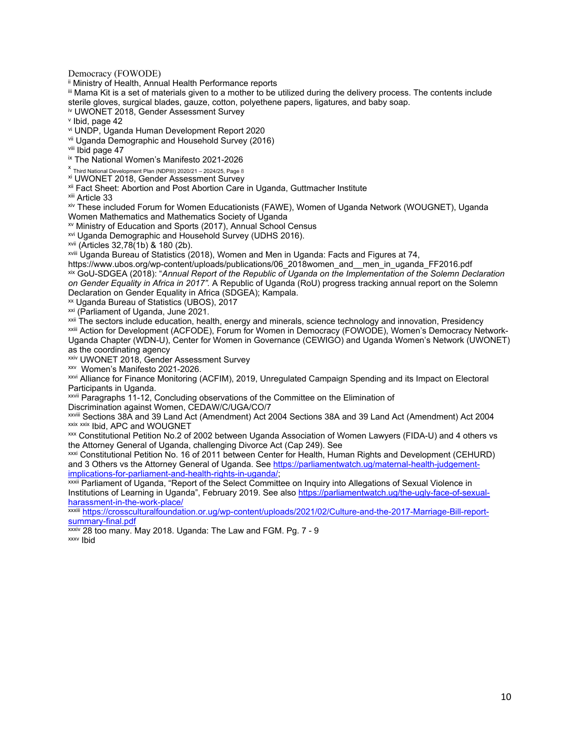Democracy (FOWODE)

[ii] Ministry of Health, Annual Health Performance reports

[iii] Mama Kit is a set of materials given to a mother to be utilized during the delivery process. The contents include sterile gloves, surgical blades, gauze, cotton, polyethene papers, ligatures, and baby soap.

[iv] UWONET 2018, Gender Assessment Survey

[v] Ibid, page 42

[vi] UNDP, Uganda Human Development Report 2020

[vii] Uganda Demographic and Household Survey (2016)

[viii] Ibid page 47

[ix] The National Women's Manifesto 2021-2026

[x] Third National Development Plan (NDPIII) 2020/21 – 2024/25, Page 8

[xi] UWONET 2018, Gender Assessment Survey

[xii] Fact Sheet: Abortion and Post Abortion Care in Uganda, Guttmacher Institute

[xiii] Article 33

[xiv] These included Forum for Women Educationists (FAWE), Women of Uganda Network (WOUGNET), Uganda Women Mathematics and Mathematics Society of Uganda

[xv] Ministry of Education and Sports (2017), Annual School Census

[xvi] Uganda Demographic and Household Survey (UDHS 2016).

[xvii] (Articles 32,78(1b) & 180 (2b).

[xviii] Uganda Bureau of Statistics (2018), Women and Men in Uganda: Facts and Figures at 74, https://www.ubos.org/wp-content/uploads/publications/06_2018women_and__men_in_uganda_FF2016.pdf

[xix] GoU-SDGEA (2018): "*Annual Report of the Republic of Uganda on the Implementation of the Solemn Declaration on Gender Equality in Africa in 2017".* A Republic of Uganda (RoU) progress tracking annual report on the Solemn Declaration on Gender Equality in Africa (SDGEA); Kampala.

[xx] Uganda Bureau of Statistics (UBOS), 2017

[xxi] (Parliament of Uganda, June 2021.

[xxii] The sectors include education, health, energy and minerals, science technology and innovation, Presidency

[xxiii] Action for Development (ACFODE), Forum for Women in Democracy (FOWODE), Women's Democracy Network-Uganda Chapter (WDN-U), Center for Women in Governance (CEWIGO) and Uganda Women's Network (UWONET) as the coordinating agency

[xxiv] UWONET 2018, Gender Assessment Survey

[xxv] Women's Manifesto 2021-2026.

[xxvi] Alliance for Finance Monitoring (ACFIM), 2019, Unregulated Campaign Spending and its Impact on Electoral Participants in Uganda.

[xxvii] Paragraphs 11-12, Concluding observations of the Committee on the Elimination of Discrimination against Women, CEDAW/C/UGA/CO/7

[xxviii] Sections 38A and 39 Land Act (Amendment) Act 2004 Sections 38A and 39 Land Act (Amendment) Act 2004

[xxix] [xxix] Ibid, APC and WOUGNET

[xxx] Constitutional Petition No.2 of 2002 between Uganda Association of Women Lawyers (FIDA-U) and 4 others vs the Attorney General of Uganda, challenging Divorce Act (Cap 249). See

[xxxi] Constitutional Petition No. 16 of 2011 between Center for Health, Human Rights and Development (CEHURD) and 3 Others vs the Attorney General of Uganda. See https://parliamentwatch.ug/maternal-health-judgement-implications-for-parliament-and-health-rights-in-uganda/;

[xxxii] Parliament of Uganda, "Report of the Select Committee on Inquiry into Allegations of Sexual Violence in Institutions of Learning in Uganda", February 2019. See also https://parliamentwatch.ug/the-ugly-face-of-sexual-harassment-in-the-work-place/

[xxxiii] https://crossculturalfoundation.or.ug/wp-content/uploads/2021/02/Culture-and-the-2017-Marriage-Bill-report-summary-final.pdf

[xxxiv] 28 too many. May 2018. Uganda: The Law and FGM. Pg. 7 - 9

[xxxv] Ibid